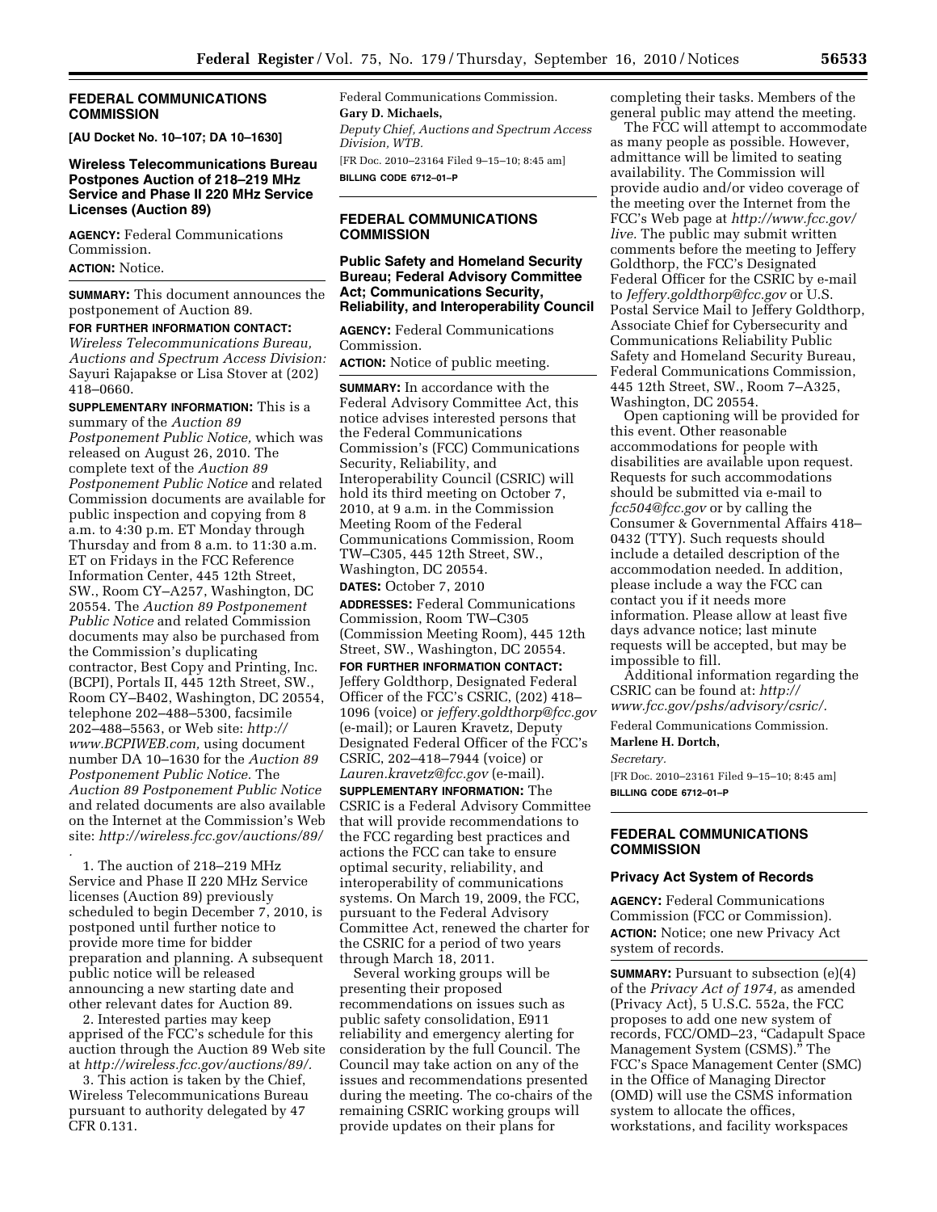## FEDERAL COMMUNICATIONS COMMISSION

**[AU Docket No. 10–107; DA 10–1630]**

### Wireless Telecommunications Bureau Postpones Auction of 218–219 MHz Service and Phase II 220 MHz Service Licenses (Auction 89)

**AGENCY:** Federal Communications Commission.

**ACTION:** Notice.

---

**SUMMARY:** This document announces the postponement of Auction 89.

**FOR FURTHER INFORMATION CONTACT:** *Wireless Telecommunications Bureau, Auctions and Spectrum Access Division:* Sayuri Rajapakse or Lisa Stover at (202) 418–0660.

**SUPPLEMENTARY INFORMATION:** This is a summary of the *Auction 89 Postponement Public Notice,* which was released on August 26, 2010. The complete text of the *Auction 89 Postponement Public Notice* and related Commission documents are available for public inspection and copying from 8 a.m. to 4:30 p.m. ET Monday through Thursday and from 8 a.m. to 11:30 a.m. ET on Fridays in the FCC Reference Information Center, 445 12th Street, SW., Room CY–A257, Washington, DC 20554. The *Auction 89 Postponement Public Notice* and related Commission documents may also be purchased from the Commission's duplicating contractor, Best Copy and Printing, Inc. (BCPI), Portals II, 445 12th Street, SW., Room CY–B402, Washington, DC 20554, telephone 202–488–5300, facsimile 202–488–5563, or Web site: *http://www.BCPIWEB.com,* using document number DA 10–1630 for the *Auction 89 Postponement Public Notice.* The *Auction 89 Postponement Public Notice* and related documents are also available on the Internet at the Commission's Web site: *http://wireless.fcc.gov/auctions/89/*.

1. The auction of 218–219 MHz Service and Phase II 220 MHz Service licenses (Auction 89) previously scheduled to begin December 7, 2010, is postponed until further notice to provide more time for bidder preparation and planning. A subsequent public notice will be released announcing a new starting date and other relevant dates for Auction 89.

2. Interested parties may keep apprised of the FCC's schedule for this auction through the Auction 89 Web site at *http://wireless.fcc.gov/auctions/89/.*

3. This action is taken by the Chief, Wireless Telecommunications Bureau pursuant to authority delegated by 47 CFR 0.131.

Federal Communications Commission.

**Gary D. Michaels,**

*Deputy Chief, Auctions and Spectrum Access Division, WTB.*

[FR Doc. 2010–23164 Filed 9–15–10; 8:45 am]

**BILLING CODE 6712–01–P**

---

## FEDERAL COMMUNICATIONS COMMISSION

### Public Safety and Homeland Security Bureau; Federal Advisory Committee Act; Communications Security, Reliability, and Interoperability Council

**AGENCY:** Federal Communications Commission.

**ACTION:** Notice of public meeting.

---

**SUMMARY:** In accordance with the Federal Advisory Committee Act, this notice advises interested persons that the Federal Communications Commission's (FCC) Communications Security, Reliability, and Interoperability Council (CSRIC) will hold its third meeting on October 7, 2010, at 9 a.m. in the Commission Meeting Room of the Federal Communications Commission, Room TW–C305, 445 12th Street, SW., Washington, DC 20554.

**DATES:** October 7, 2010

**ADDRESSES:** Federal Communications Commission, Room TW–C305 (Commission Meeting Room), 445 12th Street, SW., Washington, DC 20554.

**FOR FURTHER INFORMATION CONTACT:** Jeffery Goldthorp, Designated Federal Officer of the FCC's CSRIC, (202) 418–1096 (voice) or *jeffery.goldthorp@fcc.gov* (e-mail); or Lauren Kravetz, Deputy Designated Federal Officer of the FCC's CSRIC, 202–418–7944 (voice) or *Lauren.kravetz@fcc.gov* (e-mail).

**SUPPLEMENTARY INFORMATION:** The CSRIC is a Federal Advisory Committee that will provide recommendations to the FCC regarding best practices and actions the FCC can take to ensure optimal security, reliability, and interoperability of communications systems. On March 19, 2009, the FCC, pursuant to the Federal Advisory Committee Act, renewed the charter for the CSRIC for a period of two years through March 18, 2011.

Several working groups will be presenting their proposed recommendations on issues such as public safety consolidation, E911 reliability and emergency alerting for consideration by the full Council. The Council may take action on any of the issues and recommendations presented during the meeting. The co-chairs of the remaining CSRIC working groups will provide updates on their plans for completing their tasks. Members of the general public may attend the meeting.

The FCC will attempt to accommodate as many people as possible. However, admittance will be limited to seating availability. The Commission will provide audio and/or video coverage of the meeting over the Internet from the FCC's Web page at *http://www.fcc.gov/live.* The public may submit written comments before the meeting to Jeffery Goldthorp, the FCC's Designated Federal Officer for the CSRIC by e-mail to *Jeffery.goldthorp@fcc.gov* or U.S. Postal Service Mail to Jeffery Goldthorp, Associate Chief for Cybersecurity and Communications Reliability Public Safety and Homeland Security Bureau, Federal Communications Commission, 445 12th Street, SW., Room 7–A325, Washington, DC 20554.

Open captioning will be provided for this event. Other reasonable accommodations for people with disabilities are available upon request. Requests for such accommodations should be submitted via e-mail to *fcc504@fcc.gov* or by calling the Consumer & Governmental Affairs 418–0432 (TTY). Such requests should include a detailed description of the accommodation needed. In addition, please include a way the FCC can contact you if it needs more information. Please allow at least five days advance notice; last minute requests will be accepted, but may be impossible to fill.

Additional information regarding the CSRIC can be found at: *http://www.fcc.gov/pshs/advisory/csric/.*

Federal Communications Commission.

**Marlene H. Dortch,**

*Secretary.*

[FR Doc. 2010–23161 Filed 9–15–10; 8:45 am]

**BILLING CODE 6712–01–P**

---

## FEDERAL COMMUNICATIONS COMMISSION

### Privacy Act System of Records

**AGENCY:** Federal Communications Commission (FCC or Commission).

**ACTION:** Notice; one new Privacy Act system of records.

---

**SUMMARY:** Pursuant to subsection (e)(4) of the *Privacy Act of 1974,* as amended (Privacy Act), 5 U.S.C. 552a, the FCC proposes to add one new system of records, FCC/OMD–23, "Cadapult Space Management System (CSMS)." The FCC's Space Management Center (SMC) in the Office of Managing Director (OMD) will use the CSMS information system to allocate the offices, workstations, and facility workspaces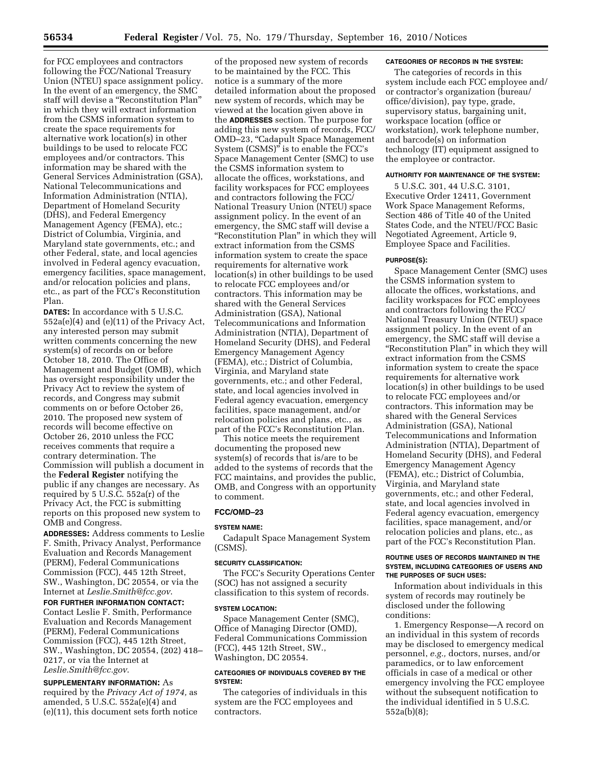for FCC employees and contractors following the FCC/National Treasury Union (NTEU) space assignment policy. In the event of an emergency, the SMC staff will devise a "Reconstitution Plan" in which they will extract information from the CSMS information system to create the space requirements for alternative work location(s) in other buildings to be used to relocate FCC employees and/or contractors. This information may be shared with the General Services Administration (GSA), National Telecommunications and Information Administration (NTIA), Department of Homeland Security (DHS), and Federal Emergency Management Agency (FEMA), etc.; District of Columbia, Virginia, and Maryland state governments, etc.; and other Federal, state, and local agencies involved in Federal agency evacuation, emergency facilities, space management, and/or relocation policies and plans, etc., as part of the FCC's Reconstitution Plan.

**DATES:** In accordance with 5 U.S.C. 552a(e)(4) and (e)(11) of the Privacy Act, any interested person may submit written comments concerning the new system(s) of records on or before October 18, 2010. The Office of Management and Budget (OMB), which has oversight responsibility under the Privacy Act to review the system of records, and Congress may submit comments on or before October 26, 2010. The proposed new system of records will become effective on October 26, 2010 unless the FCC receives comments that require a contrary determination. The Commission will publish a document in the **Federal Register** notifying the public if any changes are necessary. As required by 5 U.S.C. 552a(r) of the Privacy Act, the FCC is submitting reports on this proposed new system to OMB and Congress.

**ADDRESSES:** Address comments to Leslie F. Smith, Privacy Analyst, Performance Evaluation and Records Management (PERM), Federal Communications Commission (FCC), 445 12th Street, SW., Washington, DC 20554, or via the Internet at *Leslie.Smith@fcc.gov*.

**FOR FURTHER INFORMATION CONTACT:** Contact Leslie F. Smith, Performance Evaluation and Records Management (PERM), Federal Communications Commission (FCC), 445 12th Street, SW., Washington, DC 20554, (202) 418–0217, or via the Internet at *Leslie.Smith@fcc.gov*.

**SUPPLEMENTARY INFORMATION:** As required by the *Privacy Act of 1974,* as amended, 5 U.S.C. 552a(e)(4) and (e)(11), this document sets forth notice of the proposed new system of records to be maintained by the FCC. This notice is a summary of the more detailed information about the proposed new system of records, which may be viewed at the location given above in the **ADDRESSES** section. The purpose for adding this new system of records, FCC/OMD–23, "Cadapult Space Management System (CSMS)" is to enable the FCC's Space Management Center (SMC) to use the CSMS information system to allocate the offices, workstations, and facility workspaces for FCC employees and contractors following the FCC/National Treasury Union (NTEU) space assignment policy. In the event of an emergency, the SMC staff will devise a "Reconstitution Plan" in which they will extract information from the CSMS information system to create the space requirements for alternative work location(s) in other buildings to be used to relocate FCC employees and/or contractors. This information may be shared with the General Services Administration (GSA), National Telecommunications and Information Administration (NTIA), Department of Homeland Security (DHS), and Federal Emergency Management Agency (FEMA), etc.; District of Columbia, Virginia, and Maryland state governments, etc.; and other Federal, state, and local agencies involved in Federal agency evacuation, emergency facilities, space management, and/or relocation policies and plans, etc., as part of the FCC's Reconstitution Plan.

This notice meets the requirement documenting the proposed new system(s) of records that is/are to be added to the systems of records that the FCC maintains, and provides the public, OMB, and Congress with an opportunity to comment.

## FCC/OMD–23

### SYSTEM NAME:

Cadapult Space Management System (CSMS).

### SECURITY CLASSIFICATION:

The FCC's Security Operations Center (SOC) has not assigned a security classification to this system of records.

### SYSTEM LOCATION:

Space Management Center (SMC), Office of Managing Director (OMD), Federal Communications Commission (FCC), 445 12th Street, SW., Washington, DC 20554.

### CATEGORIES OF INDIVIDUALS COVERED BY THE SYSTEM:

The categories of individuals in this system are the FCC employees and contractors.

### CATEGORIES OF RECORDS IN THE SYSTEM:

The categories of records in this system include each FCC employee and/or contractor's organization (bureau/office/division), pay type, grade, supervisory status, bargaining unit, workspace location (office or workstation), work telephone number, and barcode(s) on information technology (IT) equipment assigned to the employee or contractor.

### AUTHORITY FOR MAINTENANCE OF THE SYSTEM:

5 U.S.C. 301, 44 U.S.C. 3101, Executive Order 12411, Government Work Space Management Reforms, Section 486 of Title 40 of the United States Code, and the NTEU/FCC Basic Negotiated Agreement, Article 9, Employee Space and Facilities.

### PURPOSE(S):

Space Management Center (SMC) uses the CSMS information system to allocate the offices, workstations, and facility workspaces for FCC employees and contractors following the FCC/National Treasury Union (NTEU) space assignment policy. In the event of an emergency, the SMC staff will devise a "Reconstitution Plan" in which they will extract information from the CSMS information system to create the space requirements for alternative work location(s) in other buildings to be used to relocate FCC employees and/or contractors. This information may be shared with the General Services Administration (GSA), National Telecommunications and Information Administration (NTIA), Department of Homeland Security (DHS), and Federal Emergency Management Agency (FEMA), etc.; District of Columbia, Virginia, and Maryland state governments, etc.; and other Federal, state, and local agencies involved in Federal agency evacuation, emergency facilities, space management, and/or relocation policies and plans, etc., as part of the FCC's Reconstitution Plan.

### ROUTINE USES OF RECORDS MAINTAINED IN THE SYSTEM, INCLUDING CATEGORIES OF USERS AND THE PURPOSES OF SUCH USES:

Information about individuals in this system of records may routinely be disclosed under the following conditions:

1. Emergency Response—A record on an individual in this system of records may be disclosed to emergency medical personnel, *e.g.,* doctors, nurses, and/or paramedics, or to law enforcement officials in case of a medical or other emergency involving the FCC employee without the subsequent notification to the individual identified in 5 U.S.C. 552a(b)(8);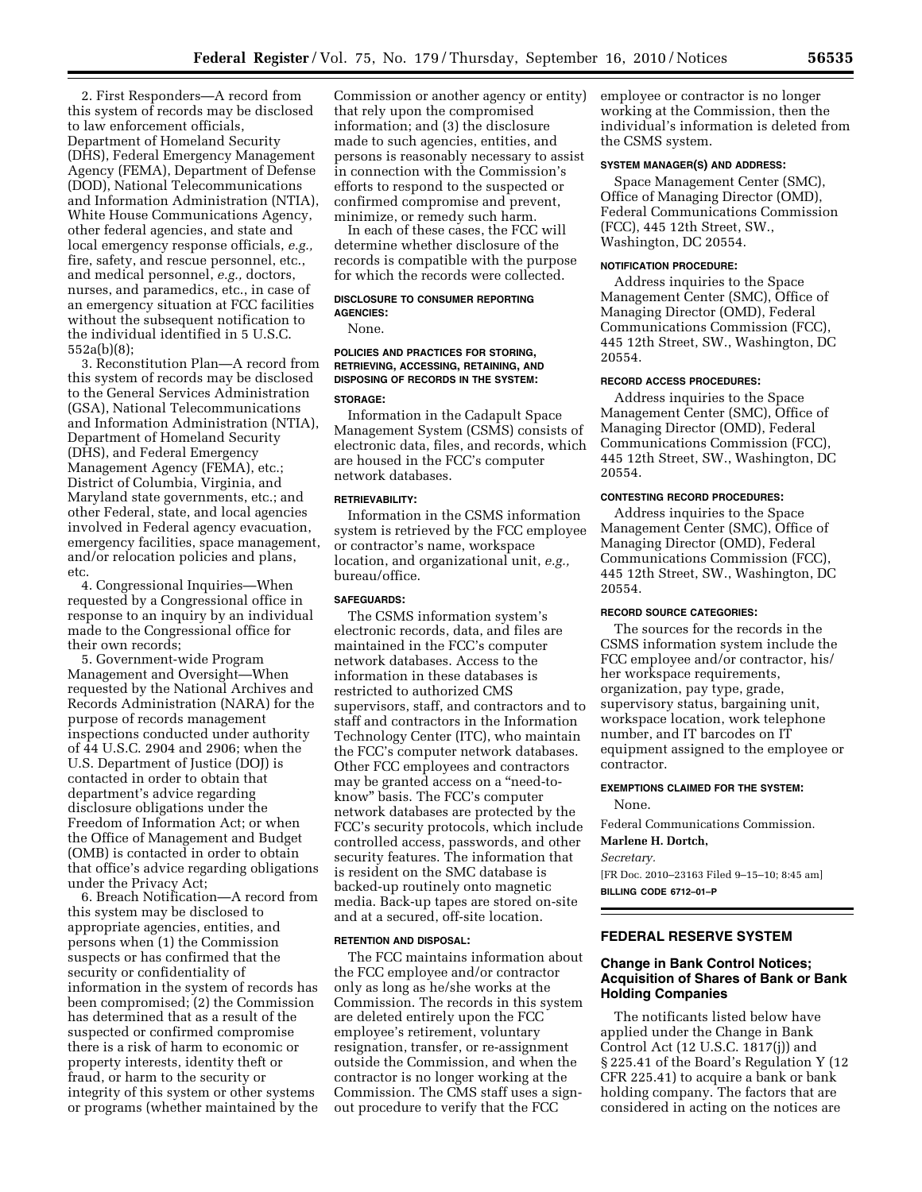2. First Responders—A record from this system of records may be disclosed to law enforcement officials, Department of Homeland Security (DHS), Federal Emergency Management Agency (FEMA), Department of Defense (DOD), National Telecommunications and Information Administration (NTIA), White House Communications Agency, other federal agencies, and state and local emergency response officials, *e.g.,* fire, safety, and rescue personnel, etc., and medical personnel, *e.g.,* doctors, nurses, and paramedics, etc., in case of an emergency situation at FCC facilities without the subsequent notification to the individual identified in 5 U.S.C. 552a(b)(8);

3. Reconstitution Plan—A record from this system of records may be disclosed to the General Services Administration (GSA), National Telecommunications and Information Administration (NTIA), Department of Homeland Security (DHS), and Federal Emergency Management Agency (FEMA), etc.; District of Columbia, Virginia, and Maryland state governments, etc.; and other Federal, state, and local agencies involved in Federal agency evacuation, emergency facilities, space management, and/or relocation policies and plans, etc.

4. Congressional Inquiries—When requested by a Congressional office in response to an inquiry by an individual made to the Congressional office for their own records;

5. Government-wide Program Management and Oversight—When requested by the National Archives and Records Administration (NARA) for the purpose of records management inspections conducted under authority of 44 U.S.C. 2904 and 2906; when the U.S. Department of Justice (DOJ) is contacted in order to obtain that department's advice regarding disclosure obligations under the Freedom of Information Act; or when the Office of Management and Budget (OMB) is contacted in order to obtain that office's advice regarding obligations under the Privacy Act;

6. Breach Notification—A record from this system may be disclosed to appropriate agencies, entities, and persons when (1) the Commission suspects or has confirmed that the security or confidentiality of information in the system of records has been compromised; (2) the Commission has determined that as a result of the suspected or confirmed compromise there is a risk of harm to economic or property interests, identity theft or fraud, or harm to the security or integrity of this system or other systems or programs (whether maintained by the Commission or another agency or entity) that rely upon the compromised information; and (3) the disclosure made to such agencies, entities, and persons is reasonably necessary to assist in connection with the Commission's efforts to respond to the suspected or confirmed compromise and prevent, minimize, or remedy such harm.

In each of these cases, the FCC will determine whether disclosure of the records is compatible with the purpose for which the records were collected.

#### DISCLOSURE TO CONSUMER REPORTING AGENCIES:

None.

#### POLICIES AND PRACTICES FOR STORING, RETRIEVING, ACCESSING, RETAINING, AND DISPOSING OF RECORDS IN THE SYSTEM:

#### STORAGE:

Information in the Cadapult Space Management System (CSMS) consists of electronic data, files, and records, which are housed in the FCC's computer network databases.

#### RETRIEVABILITY:

Information in the CSMS information system is retrieved by the FCC employee or contractor's name, workspace location, and organizational unit, *e.g.,* bureau/office.

#### SAFEGUARDS:

The CSMS information system's electronic records, data, and files are maintained in the FCC's computer network databases. Access to the information in these databases is restricted to authorized CMS supervisors, staff, and contractors and to staff and contractors in the Information Technology Center (ITC), who maintain the FCC's computer network databases. Other FCC employees and contractors may be granted access on a "need-to-know" basis. The FCC's computer network databases are protected by the FCC's security protocols, which include controlled access, passwords, and other security features. The information that is resident on the SMC database is backed-up routinely onto magnetic media. Back-up tapes are stored on-site and at a secured, off-site location.

#### RETENTION AND DISPOSAL:

The FCC maintains information about the FCC employee and/or contractor only as long as he/she works at the Commission. The records in this system are deleted entirely upon the FCC employee's retirement, voluntary resignation, transfer, or re-assignment outside the Commission, and when the contractor is no longer working at the Commission. The CMS staff uses a sign-out procedure to verify that the FCC employee or contractor is no longer working at the Commission, then the individual's information is deleted from the CSMS system.

#### SYSTEM MANAGER(S) AND ADDRESS:

Space Management Center (SMC), Office of Managing Director (OMD), Federal Communications Commission (FCC), 445 12th Street, SW., Washington, DC 20554.

#### NOTIFICATION PROCEDURE:

Address inquiries to the Space Management Center (SMC), Office of Managing Director (OMD), Federal Communications Commission (FCC), 445 12th Street, SW., Washington, DC 20554.

#### RECORD ACCESS PROCEDURES:

Address inquiries to the Space Management Center (SMC), Office of Managing Director (OMD), Federal Communications Commission (FCC), 445 12th Street, SW., Washington, DC 20554.

#### CONTESTING RECORD PROCEDURES:

Address inquiries to the Space Management Center (SMC), Office of Managing Director (OMD), Federal Communications Commission (FCC), 445 12th Street, SW., Washington, DC 20554.

#### RECORD SOURCE CATEGORIES:

The sources for the records in the CSMS information system include the FCC employee and/or contractor, his/her workspace requirements, organization, pay type, grade, supervisory status, bargaining unit, workspace location, work telephone number, and IT barcodes on IT equipment assigned to the employee or contractor.

#### EXEMPTIONS CLAIMED FOR THE SYSTEM:

None.

Federal Communications Commission.

**Marlene H. Dortch,**

*Secretary.*

[FR Doc. 2010–23163 Filed 9–15–10; 8:45 am]

**BILLING CODE 6712–01–P**

## FEDERAL RESERVE SYSTEM

### Change in Bank Control Notices; Acquisition of Shares of Bank or Bank Holding Companies

The notificants listed below have applied under the Change in Bank Control Act (12 U.S.C. 1817(j)) and § 225.41 of the Board's Regulation Y (12 CFR 225.41) to acquire a bank or bank holding company. The factors that are considered in acting on the notices are